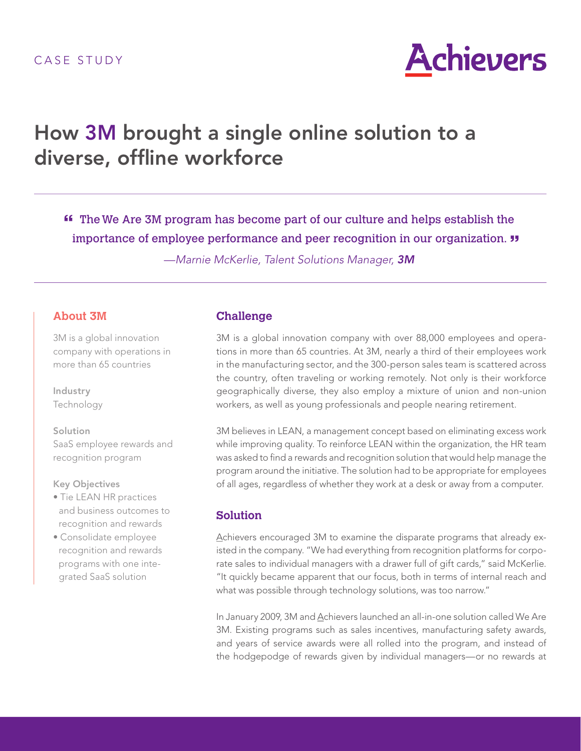CASE STUDY

Achievers

# How 3M brought a single online solution to a diverse, offline workforce

> "The We Are 3M program has become part of our culture and helps establish the importance of employee performance and peer recognition in our organization."
>
> *—Marnie McKerlie, Talent Solutions Manager, **3M***

### About 3M

3M is a global innovation company with operations in more than 65 countries

**Industry**
Technology

**Solution**
SaaS employee rewards and recognition program

**Key Objectives**

- Tie LEAN HR practices and business outcomes to recognition and rewards
- Consolidate employee recognition and rewards programs with one integrated SaaS solution

## Challenge

3M is a global innovation company with over 88,000 employees and operations in more than 65 countries. At 3M, nearly a third of their employees work in the manufacturing sector, and the 300-person sales team is scattered across the country, often traveling or working remotely. Not only is their workforce geographically diverse, they also employ a mixture of union and non-union workers, as well as young professionals and people nearing retirement.

3M believes in LEAN, a management concept based on eliminating excess work while improving quality. To reinforce LEAN within the organization, the HR team was asked to find a rewards and recognition solution that would help manage the program around the initiative. The solution had to be appropriate for employees of all ages, regardless of whether they work at a desk or away from a computer.

## Solution

Achievers encouraged 3M to examine the disparate programs that already existed in the company. "We had everything from recognition platforms for corporate sales to individual managers with a drawer full of gift cards," said McKerlie. "It quickly became apparent that our focus, both in terms of internal reach and what was possible through technology solutions, was too narrow."

In January 2009, 3M and Achievers launched an all-in-one solution called We Are 3M. Existing programs such as sales incentives, manufacturing safety awards, and years of service awards were all rolled into the program, and instead of the hodgepodge of rewards given by individual managers—or no rewards at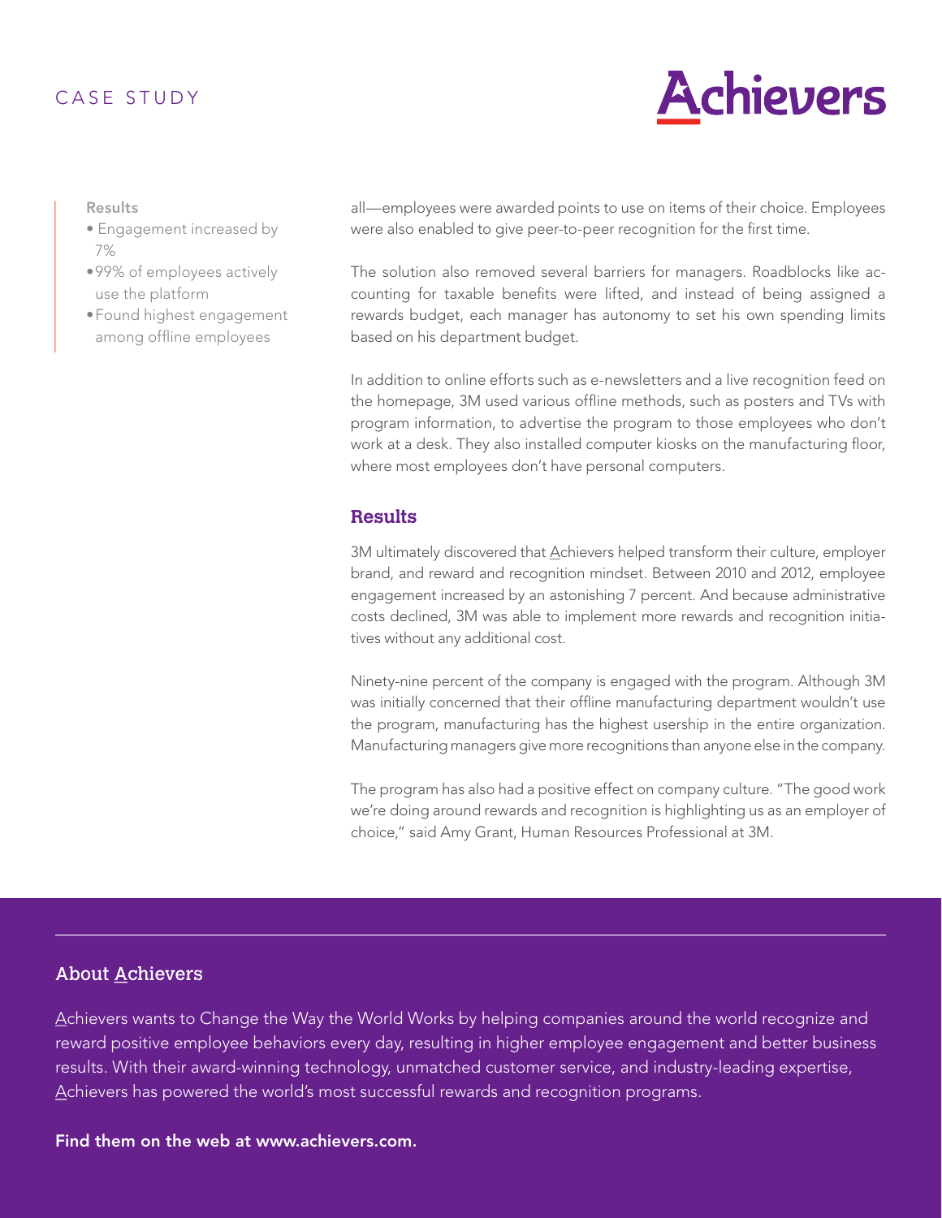CASE STUDY

Achievers

Results

- Engagement increased by 7%
- 99% of employees actively use the platform
- Found highest engagement among offline employees

all—employees were awarded points to use on items of their choice. Employees were also enabled to give peer-to-peer recognition for the first time.

The solution also removed several barriers for managers. Roadblocks like accounting for taxable benefits were lifted, and instead of being assigned a rewards budget, each manager has autonomy to set his own spending limits based on his department budget.

In addition to online efforts such as e-newsletters and a live recognition feed on the homepage, 3M used various offline methods, such as posters and TVs with program information, to advertise the program to those employees who don't work at a desk. They also installed computer kiosks on the manufacturing floor, where most employees don't have personal computers.

## Results

3M ultimately discovered that Achievers helped transform their culture, employer brand, and reward and recognition mindset. Between 2010 and 2012, employee engagement increased by an astonishing 7 percent. And because administrative costs declined, 3M was able to implement more rewards and recognition initiatives without any additional cost.

Ninety-nine percent of the company is engaged with the program. Although 3M was initially concerned that their offline manufacturing department wouldn't use the program, manufacturing has the highest usership in the entire organization. Manufacturing managers give more recognitions than anyone else in the company.

The program has also had a positive effect on company culture. "The good work we're doing around rewards and recognition is highlighting us as an employer of choice," said Amy Grant, Human Resources Professional at 3M.

## About Achievers

Achievers wants to Change the Way the World Works by helping companies around the world recognize and reward positive employee behaviors every day, resulting in higher employee engagement and better business results. With their award-winning technology, unmatched customer service, and industry-leading expertise, Achievers has powered the world's most successful rewards and recognition programs.

**Find them on the web at www.achievers.com.**